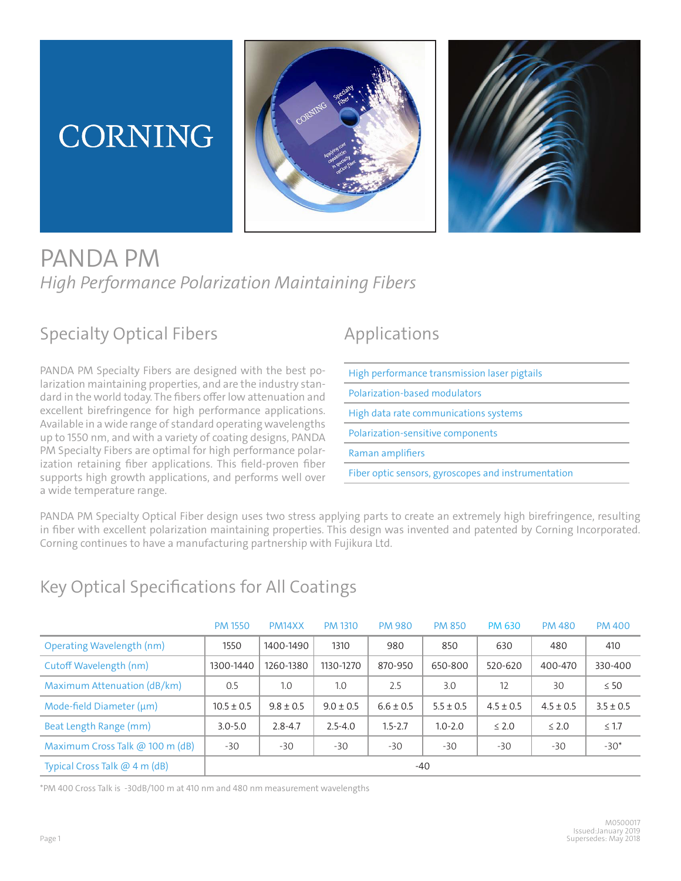CORNING

# PANDA PM

*High Performance Polarization Maintaining Fibers*

## Specialty Optical Fibers

PANDA PM Specialty Fibers are designed with the best polarization maintaining properties, and are the industry standard in the world today. The fibers offer low attenuation and excellent birefringence for high performance applications. Available in a wide range of standard operating wavelengths up to 1550 nm, and with a variety of coating designs, PANDA PM Specialty Fibers are optimal for high performance polarization retaining fiber applications. This field-proven fiber supports high growth applications, and performs well over a wide temperature range.

## Applications

- High performance transmission laser pigtails
- Polarization-based modulators
- High data rate communications systems
- Polarization-sensitive components
- Raman amplifiers
- Fiber optic sensors, gyroscopes and instrumentation

PANDA PM Specialty Optical Fiber design uses two stress applying parts to create an extremely high birefringence, resulting in fiber with excellent polarization maintaining properties. This design was invented and patented by Corning Incorporated. Corning continues to have a manufacturing partnership with Fujikura Ltd.

## Key Optical Specifications for All Coatings

| | PM 1550 | PM14XX | PM 1310 | PM 980 | PM 850 | PM 630 | PM 480 | PM 400 |
|---|---|---|---|---|---|---|---|---|
| Operating Wavelength (nm) | 1550 | 1400-1490 | 1310 | 980 | 850 | 630 | 480 | 410 |
| Cutoff Wavelength (nm) | 1300-1440 | 1260-1380 | 1130-1270 | 870-950 | 650-800 | 520-620 | 400-470 | 330-400 |
| Maximum Attenuation (dB/km) | 0.5 | 1.0 | 1.0 | 2.5 | 3.0 | 12 | 30 | ≤ 50 |
| Mode-field Diameter (µm) | 10.5 ± 0.5 | 9.8 ± 0.5 | 9.0 ± 0.5 | 6.6 ± 0.5 | 5.5 ± 0.5 | 4.5 ± 0.5 | 4.5 ± 0.5 | 3.5 ± 0.5 |
| Beat Length Range (mm) | 3.0-5.0 | 2.8-4.7 | 2.5-4.0 | 1.5-2.7 | 1.0-2.0 | ≤ 2.0 | ≤ 2.0 | ≤ 1.7 |
| Maximum Cross Talk @ 100 m (dB) | -30 | -30 | -30 | -30 | -30 | -30 | -30 | -30* |
| Typical Cross Talk @ 4 m (dB) | -40 | | | | | | | |

*PM 400 Cross Talk is -30dB/100 m at 410 nm and 480 nm measurement wavelengths

M0500017
Issued:January 2019
Supersedes: May 2018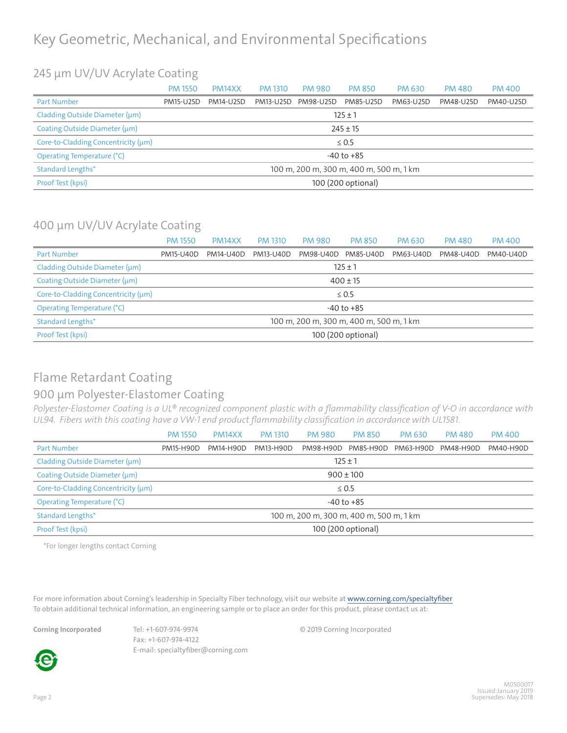# Key Geometric, Mechanical, and Environmental Specifications

## 245 µm UV/UV Acrylate Coating

| | PM 1550 | PM14XX | PM 1310 | PM 980 | PM 850 | PM 630 | PM 480 | PM 400 |
|---|---|---|---|---|---|---|---|---|
| Part Number | PM15-U25D | PM14-U25D | PM13-U25D | PM98-U25D | PM85-U25D | PM63-U25D | PM48-U25D | PM40-U25D |
| Cladding Outside Diameter (µm) | 125 ± 1 | | | | | | | |
| Coating Outside Diameter (µm) | 245 ± 15 | | | | | | | |
| Core-to-Cladding Concentricity (µm) | ≤ 0.5 | | | | | | | |
| Operating Temperature (°C) | -40 to +85 | | | | | | | |
| Standard Lengths* | 100 m, 200 m, 300 m, 400 m, 500 m, 1 km | | | | | | | |
| Proof Test (kpsi) | 100 (200 optional) | | | | | | | |

## 400 µm UV/UV Acrylate Coating

| | PM 1550 | PM14XX | PM 1310 | PM 980 | PM 850 | PM 630 | PM 480 | PM 400 |
|---|---|---|---|---|---|---|---|---|
| Part Number | PM15-U40D | PM14-U40D | PM13-U40D | PM98-U40D | PM85-U40D | PM63-U40D | PM48-U40D | PM40-U40D |
| Cladding Outside Diameter (µm) | 125 ± 1 | | | | | | | |
| Coating Outside Diameter (µm) | 400 ± 15 | | | | | | | |
| Core-to-Cladding Concentricity (µm) | ≤ 0.5 | | | | | | | |
| Operating Temperature (°C) | -40 to +85 | | | | | | | |
| Standard Lengths* | 100 m, 200 m, 300 m, 400 m, 500 m, 1 km | | | | | | | |
| Proof Test (kpsi) | 100 (200 optional) | | | | | | | |

## Flame Retardant Coating

### 900 µm Polyester-Elastomer Coating

*Polyester-Elastomer Coating is a UL® recognized component plastic with a flammability classification of V-O in accordance with UL94. Fibers with this coating have a VW-1 end product flammability classification in accordance with UL1581.*

| | PM 1550 | PM14XX | PM 1310 | PM 980 | PM 850 | PM 630 | PM 480 | PM 400 |
|---|---|---|---|---|---|---|---|---|
| Part Number | PM15-H90D | PM14-H90D | PM13-H90D | PM98-H90D | PM85-H90D | PM63-H90D | PM48-H90D | PM40-H90D |
| Cladding Outside Diameter (µm) | 125 ± 1 | | | | | | | |
| Coating Outside Diameter (µm) | 900 ± 100 | | | | | | | |
| Core-to-Cladding Concentricity (µm) | ≤ 0.5 | | | | | | | |
| Operating Temperature (°C) | -40 to +85 | | | | | | | |
| Standard Lengths* | 100 m, 200 m, 300 m, 400 m, 500 m, 1 km | | | | | | | |
| Proof Test (kpsi) | 100 (200 optional) | | | | | | | |

*For longer lengths contact Corning

For more information about Corning's leadership in Specialty Fiber technology, visit our website at www.corning.com/specialtyfiber
To obtain additional technical information, an engineering sample or to place an order for this product, please contact us at:

**Corning Incorporated**

Tel: +1-607-974-9974
Fax: +1-607-974-4122
E-mail: specialtyfiber@corning.com

© 2019 Corning Incorporated

M0500017
Issued:January 2019
Supersedes: May 2018